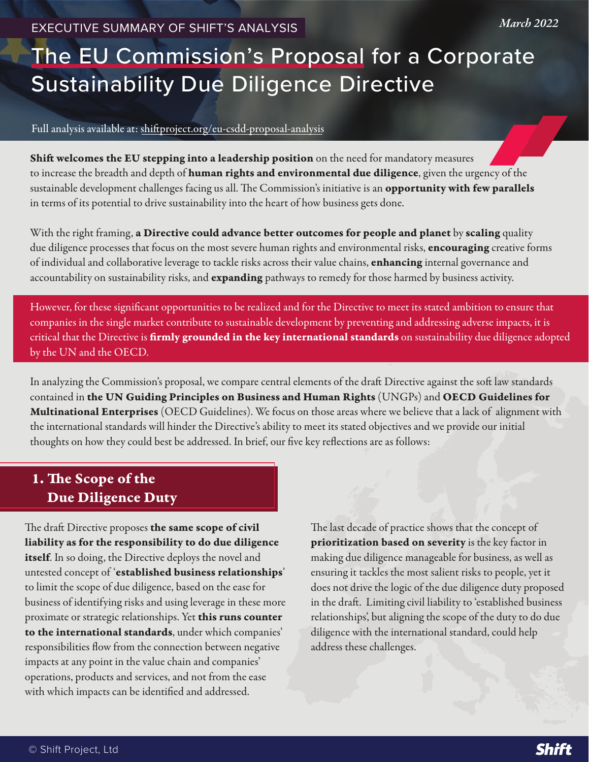EXECUTIVE SUMMARY OF SHIFT'S ANALYSIS

*March 2022*

# The EU Commission's Proposal for a Corporate Sustainability Due Diligence Directive

Full analysis available at: shiftproject.org/eu-csdd-proposal-analysis

**Shift welcomes the EU stepping into a leadership position** on the need for mandatory measures to increase the breadth and depth of **human rights and environmental due diligence**, given the urgency of the sustainable development challenges facing us all. The Commission's initiative is an **opportunity with few parallels** in terms of its potential to drive sustainability into the heart of how business gets done.

With the right framing, **a Directive could advance better outcomes for people and planet** by **scaling** quality due diligence processes that focus on the most severe human rights and environmental risks, **encouraging** creative forms of individual and collaborative leverage to tackle risks across their value chains, **enhancing** internal governance and accountability on sustainability risks, and **expanding** pathways to remedy for those harmed by business activity.

However, for these significant opportunities to be realized and for the Directive to meet its stated ambition to ensure that companies in the single market contribute to sustainable development by preventing and addressing adverse impacts, it is critical that the Directive is **firmly grounded in the key international standards** on sustainability due diligence adopted by the UN and the OECD.

In analyzing the Commission's proposal, we compare central elements of the draft Directive against the soft law standards contained in **the UN Guiding Principles on Business and Human Rights** (UNGPs) and **OECD Guidelines for Multinational Enterprises** (OECD Guidelines). We focus on those areas where we believe that a lack of alignment with the international standards will hinder the Directive's ability to meet its stated objectives and we provide our initial thoughts on how they could best be addressed. In brief, our five key reflections are as follows:

## 1. The Scope of the Due Diligence Duty

The draft Directive proposes **the same scope of civil liability as for the responsibility to do due diligence itself**. In so doing, the Directive deploys the novel and untested concept of '**established business relationships**' to limit the scope of due diligence, based on the ease for business of identifying risks and using leverage in these more proximate or strategic relationships. Yet **this runs counter to the international standards**, under which companies' responsibilities flow from the connection between negative impacts at any point in the value chain and companies' operations, products and services, and not from the ease with which impacts can be identified and addressed.

The last decade of practice shows that the concept of **prioritization based on severity** is the key factor in making due diligence manageable for business, as well as ensuring it tackles the most salient risks to people, yet it does not drive the logic of the due diligence duty proposed in the draft. Limiting civil liability to 'established business relationships', but aligning the scope of the duty to do due diligence with the international standard, could help address these challenges.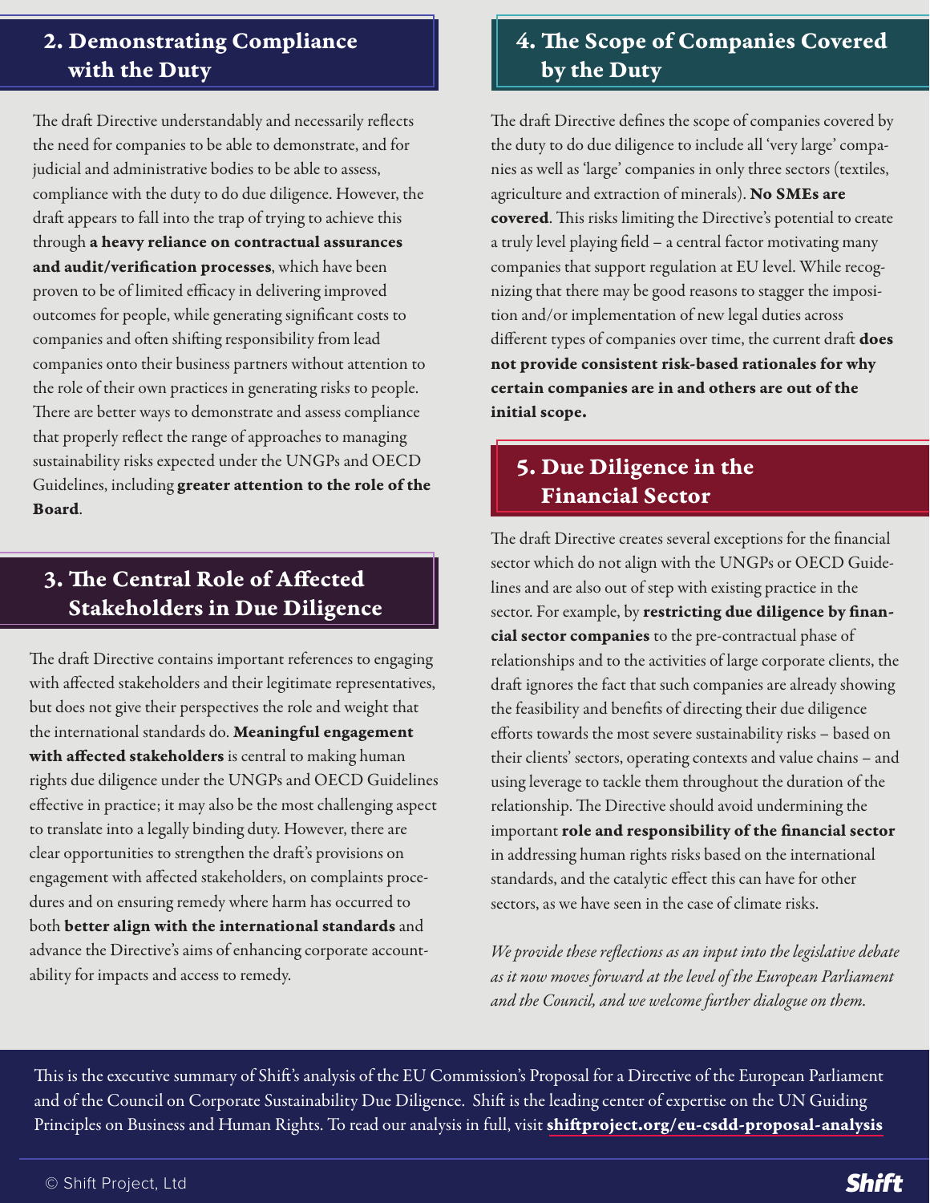## 2. Demonstrating Compliance with the Duty

The draft Directive understandably and necessarily reflects the need for companies to be able to demonstrate, and for judicial and administrative bodies to be able to assess, compliance with the duty to do due diligence. However, the draft appears to fall into the trap of trying to achieve this through **a heavy reliance on contractual assurances and audit/verification processes**, which have been proven to be of limited efficacy in delivering improved outcomes for people, while generating significant costs to companies and often shifting responsibility from lead companies onto their business partners without attention to the role of their own practices in generating risks to people. There are better ways to demonstrate and assess compliance that properly reflect the range of approaches to managing sustainability risks expected under the UNGPs and OECD Guidelines, including **greater attention to the role of the Board**.

## 3. The Central Role of Affected Stakeholders in Due Diligence

The draft Directive contains important references to engaging with affected stakeholders and their legitimate representatives, but does not give their perspectives the role and weight that the international standards do. **Meaningful engagement with affected stakeholders** is central to making human rights due diligence under the UNGPs and OECD Guidelines effective in practice; it may also be the most challenging aspect to translate into a legally binding duty. However, there are clear opportunities to strengthen the draft's provisions on engagement with affected stakeholders, on complaints procedures and on ensuring remedy where harm has occurred to both **better align with the international standards** and advance the Directive's aims of enhancing corporate accountability for impacts and access to remedy.

## 4. The Scope of Companies Covered by the Duty

The draft Directive defines the scope of companies covered by the duty to do due diligence to include all 'very large' companies as well as 'large' companies in only three sectors (textiles, agriculture and extraction of minerals). **No SMEs are covered**. This risks limiting the Directive's potential to create a truly level playing field – a central factor motivating many companies that support regulation at EU level. While recognizing that there may be good reasons to stagger the imposition and/or implementation of new legal duties across different types of companies over time, the current draft **does not provide consistent risk-based rationales for why certain companies are in and others are out of the initial scope.**

## 5. Due Diligence in the Financial Sector

The draft Directive creates several exceptions for the financial sector which do not align with the UNGPs or OECD Guidelines and are also out of step with existing practice in the sector. For example, by **restricting due diligence by financial sector companies** to the pre-contractual phase of relationships and to the activities of large corporate clients, the draft ignores the fact that such companies are already showing the feasibility and benefits of directing their due diligence efforts towards the most severe sustainability risks – based on their clients' sectors, operating contexts and value chains – and using leverage to tackle them throughout the duration of the relationship. The Directive should avoid undermining the important **role and responsibility of the financial sector** in addressing human rights risks based on the international standards, and the catalytic effect this can have for other sectors, as we have seen in the case of climate risks.

*We provide these reflections as an input into the legislative debate as it now moves forward at the level of the European Parliament and the Council, and we welcome further dialogue on them.*

This is the executive summary of Shift's analysis of the EU Commission's Proposal for a Directive of the European Parliament and of the Council on Corporate Sustainability Due Diligence. Shift is the leading center of expertise on the UN Guiding Principles on Business and Human Rights. To read our analysis in full, visit **shiftproject.org/eu-csdd-proposal-analysis**

© Shift Project, Ltd